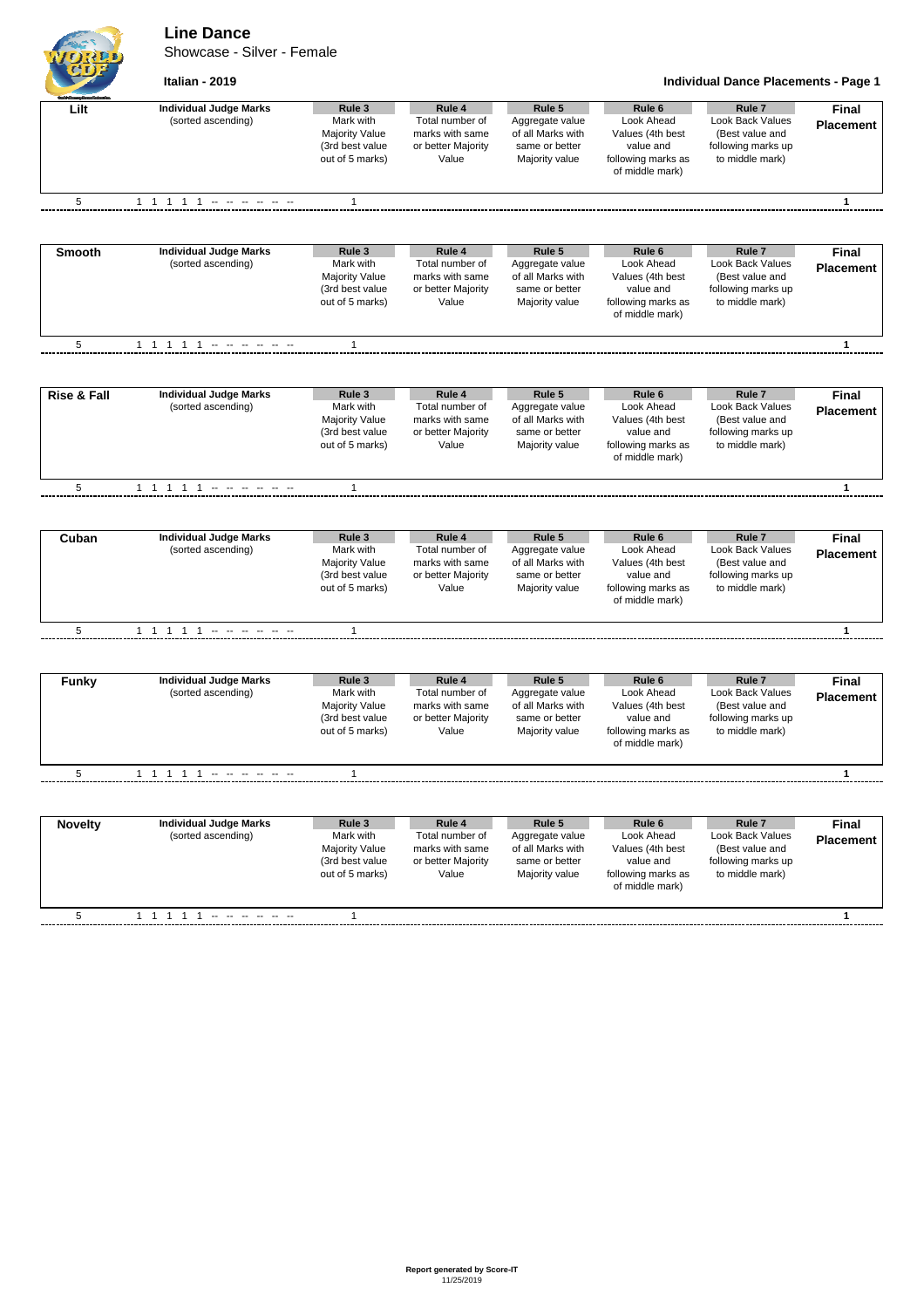# Line Dance

Showcase - Silver - Female

**Italian - 2019**

**Individual Dance Placements - Page 1**

| **Lilt** | **Individual Judge Marks** (sorted ascending) | **Rule 3** Mark with Majority Value (3rd best value out of 5 marks) | **Rule 4** Total number of marks with same or better Majority Value | **Rule 5** Aggregate value of all Marks with same or better Majority value | **Rule 6** Look Ahead Values (4th best value and following marks as of middle mark) | **Rule 7** Look Back Values (Best value and following marks up to middle mark) | **Final Placement** |
|---|---|---|---|---|---|---|---|
| 5 | 1 1 1 1 1 -- -- -- -- -- -- | 1 | | | | | **1** |

| **Smooth** | **Individual Judge Marks** (sorted ascending) | **Rule 3** Mark with Majority Value (3rd best value out of 5 marks) | **Rule 4** Total number of marks with same or better Majority Value | **Rule 5** Aggregate value of all Marks with same or better Majority value | **Rule 6** Look Ahead Values (4th best value and following marks as of middle mark) | **Rule 7** Look Back Values (Best value and following marks up to middle mark) | **Final Placement** |
|---|---|---|---|---|---|---|---|
| 5 | 1 1 1 1 1 -- -- -- -- -- -- | 1 | | | | | **1** |

| **Rise & Fall** | **Individual Judge Marks** (sorted ascending) | **Rule 3** Mark with Majority Value (3rd best value out of 5 marks) | **Rule 4** Total number of marks with same or better Majority Value | **Rule 5** Aggregate value of all Marks with same or better Majority value | **Rule 6** Look Ahead Values (4th best value and following marks as of middle mark) | **Rule 7** Look Back Values (Best value and following marks up to middle mark) | **Final Placement** |
|---|---|---|---|---|---|---|---|
| 5 | 1 1 1 1 1 -- -- -- -- -- -- | 1 | | | | | **1** |

| **Cuban** | **Individual Judge Marks** (sorted ascending) | **Rule 3** Mark with Majority Value (3rd best value out of 5 marks) | **Rule 4** Total number of marks with same or better Majority Value | **Rule 5** Aggregate value of all Marks with same or better Majority value | **Rule 6** Look Ahead Values (4th best value and following marks as of middle mark) | **Rule 7** Look Back Values (Best value and following marks up to middle mark) | **Final Placement** |
|---|---|---|---|---|---|---|---|
| 5 | 1 1 1 1 1 -- -- -- -- -- -- | 1 | | | | | **1** |

| **Funky** | **Individual Judge Marks** (sorted ascending) | **Rule 3** Mark with Majority Value (3rd best value out of 5 marks) | **Rule 4** Total number of marks with same or better Majority Value | **Rule 5** Aggregate value of all Marks with same or better Majority value | **Rule 6** Look Ahead Values (4th best value and following marks as of middle mark) | **Rule 7** Look Back Values (Best value and following marks up to middle mark) | **Final Placement** |
|---|---|---|---|---|---|---|---|
| 5 | 1 1 1 1 1 -- -- -- -- -- -- | 1 | | | | | **1** |

| **Novelty** | **Individual Judge Marks** (sorted ascending) | **Rule 3** Mark with Majority Value (3rd best value out of 5 marks) | **Rule 4** Total number of marks with same or better Majority Value | **Rule 5** Aggregate value of all Marks with same or better Majority value | **Rule 6** Look Ahead Values (4th best value and following marks as of middle mark) | **Rule 7** Look Back Values (Best value and following marks up to middle mark) | **Final Placement** |
|---|---|---|---|---|---|---|---|
| 5 | 1 1 1 1 1 -- -- -- -- -- -- | 1 | | | | | **1** |

**Report generated by Score-IT**
11/25/2019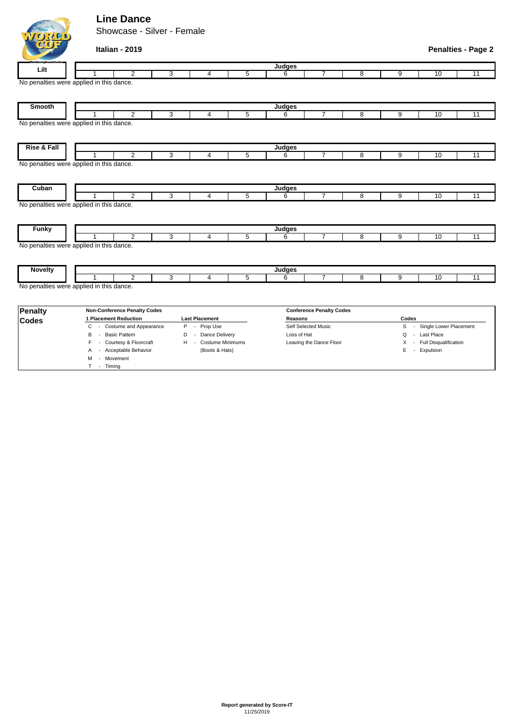# Line Dance

Showcase - Silver - Female

**Italian - 2019**

**Penalties - Page 2**

| Lilt | Judges | | | | | | | | | | |
|---|---|---|---|---|---|---|---|---|---|---|---|
| | 1 | 2 | 3 | 4 | 5 | 6 | 7 | 8 | 9 | 10 | 11 |

No penalties were applied in this dance.

| Smooth | Judges | | | | | | | | | | |
|---|---|---|---|---|---|---|---|---|---|---|---|
| | 1 | 2 | 3 | 4 | 5 | 6 | 7 | 8 | 9 | 10 | 11 |

No penalties were applied in this dance.

| Rise & Fall | Judges | | | | | | | | | | |
|---|---|---|---|---|---|---|---|---|---|---|---|
| | 1 | 2 | 3 | 4 | 5 | 6 | 7 | 8 | 9 | 10 | 11 |

No penalties were applied in this dance.

| Cuban | Judges | | | | | | | | | | |
|---|---|---|---|---|---|---|---|---|---|---|---|
| | 1 | 2 | 3 | 4 | 5 | 6 | 7 | 8 | 9 | 10 | 11 |

No penalties were applied in this dance.

| Funky | Judges | | | | | | | | | | |
|---|---|---|---|---|---|---|---|---|---|---|---|
| | 1 | 2 | 3 | 4 | 5 | 6 | 7 | 8 | 9 | 10 | 11 |

No penalties were applied in this dance.

| Novelty | Judges | | | | | | | | | | |
|---|---|---|---|---|---|---|---|---|---|---|---|
| | 1 | 2 | 3 | 4 | 5 | 6 | 7 | 8 | 9 | 10 | 11 |

No penalties were applied in this dance.

## Penalty Codes

**Non-Conference Penalty Codes**

| 1 Placement Reduction | Last Placement |
|---|---|
| C - Costume and Appearance | P - Prop Use |
| B - Basic Pattern | D - Dance Delivery |
| F - Courtesy & Floorcraft | H - Costume Minimums (Boots & Hats) |
| A - Acceptable Behavior | |
| M - Movement | |
| T - Timing | |

**Conference Penalty Codes**

| Reasons | Codes |
|---|---|
| Self Selected Music | S - Single Lower Placement |
| Loss of Hat | Q - Last Place |
| Leaving the Dance Floor | X - Full Disqualification |
| | E - Expulsion |

**Report generated by Score-IT**
11/25/2019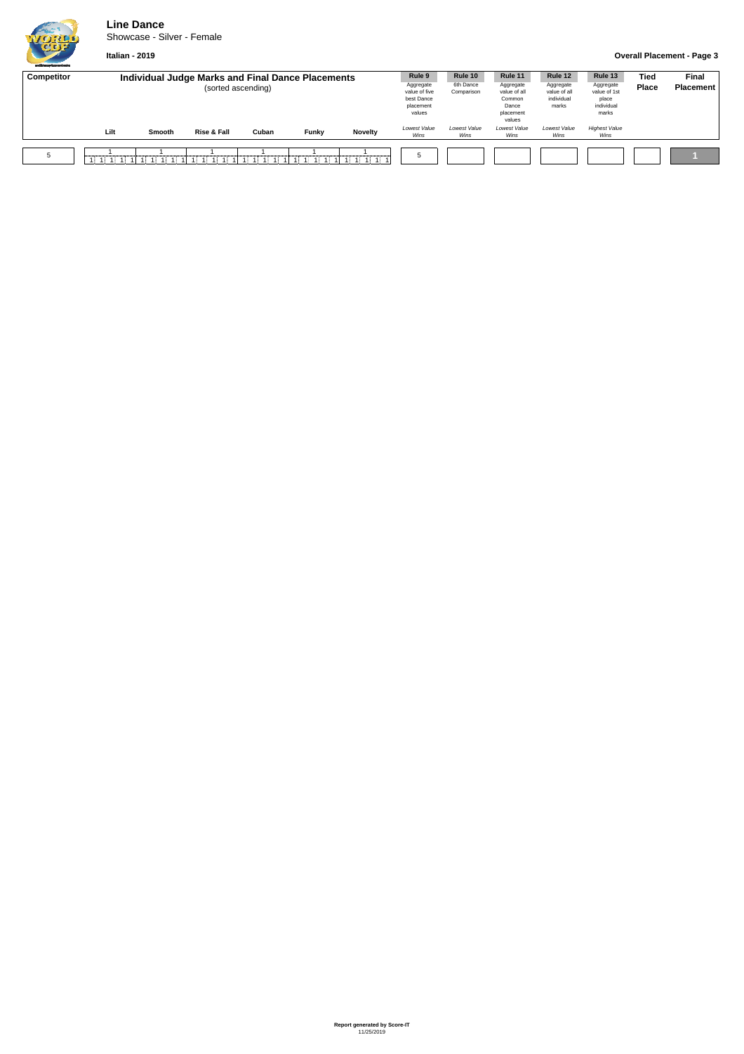**Line Dance**

Showcase - Silver - Female

**Italian - 2019**

**Overall Placement - Page 3**

| Competitor | Individual Judge Marks and Final Dance Placements (sorted ascending) | | | | | | Rule 9 Aggregate value of five best Dance placement values | Rule 10 6th Dance Comparison | Rule 11 Aggregate value of all Common Dance placement values | Rule 12 Aggregate value of all individual marks | Rule 13 Aggregate value of 1st place individual marks | Tied Place | Final Placement |
|---|---|---|---|---|---|---|---|---|---|---|---|---|---|
| | Lilt | Smooth | Rise & Fall | Cuban | Funky | Novelty | *Lowest Value Wins* | *Lowest Value Wins* | *Lowest Value Wins* | *Lowest Value Wins* | *Highest Value Wins* | | |
| 5 | 1<br>1 1 1 1 1 | 1<br>1 1 1 1 1 | 1<br>1 1 1 1 1 | 1<br>1 1 1 1 1 | 1<br>1 1 1 1 1 | 1<br>1 1 1 1 1 | 5 | | | | | | 1 |

**Report generated by Score-IT**
11/25/2019